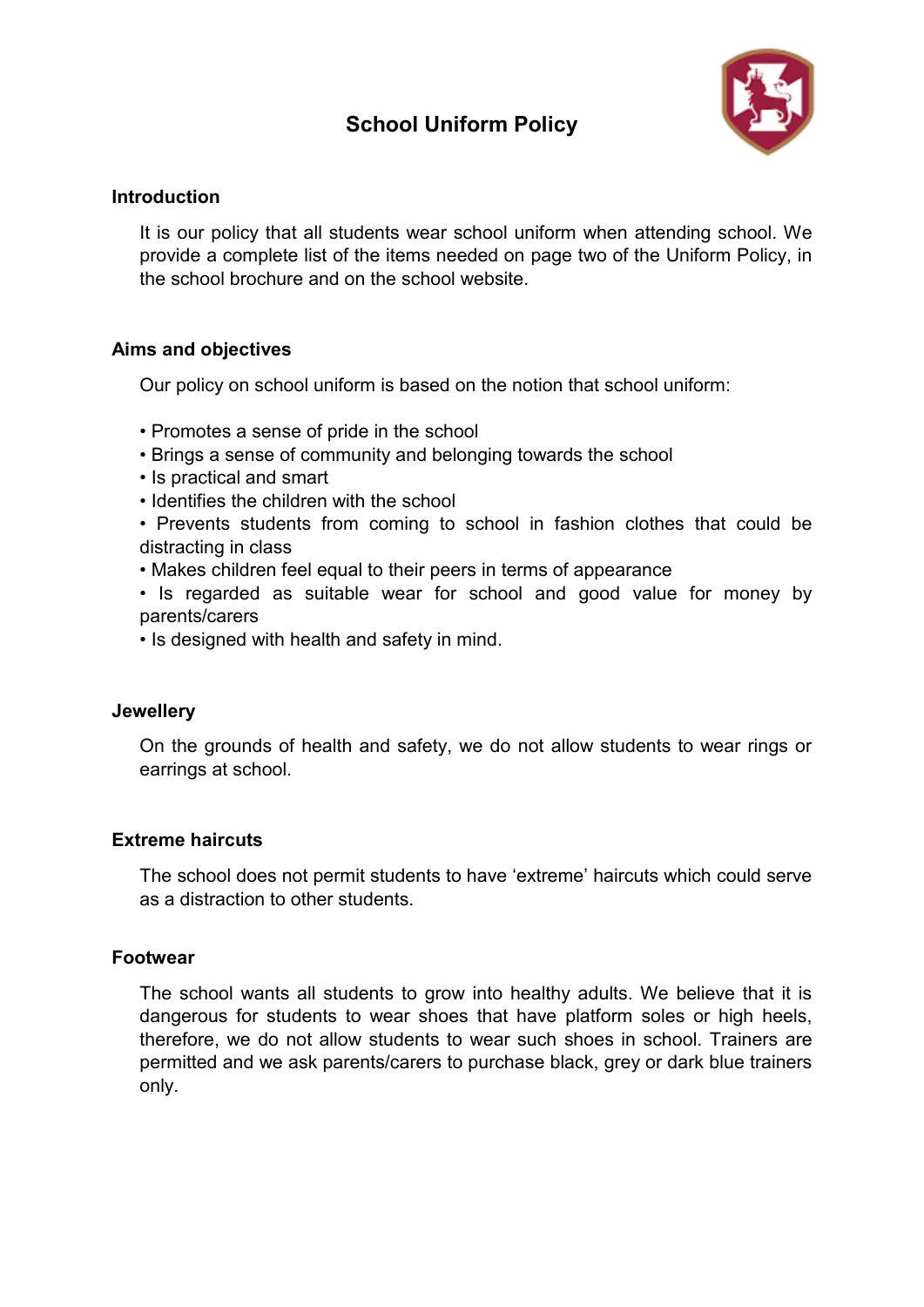# School Uniform Policy

## Introduction

It is our policy that all students wear school uniform when attending school. We provide a complete list of the items needed on page two of the Uniform Policy, in the school brochure and on the school website.

## Aims and objectives

Our policy on school uniform is based on the notion that school uniform:

- Promotes a sense of pride in the school
- Brings a sense of community and belonging towards the school
- Is practical and smart
- Identifies the children with the school
- Prevents students from coming to school in fashion clothes that could be distracting in class
- Makes children feel equal to their peers in terms of appearance
- Is regarded as suitable wear for school and good value for money by parents/carers
- Is designed with health and safety in mind.

## Jewellery

On the grounds of health and safety, we do not allow students to wear rings or earrings at school.

## Extreme haircuts

The school does not permit students to have 'extreme' haircuts which could serve as a distraction to other students.

## Footwear

The school wants all students to grow into healthy adults. We believe that it is dangerous for students to wear shoes that have platform soles or high heels, therefore, we do not allow students to wear such shoes in school. Trainers are permitted and we ask parents/carers to purchase black, grey or dark blue trainers only.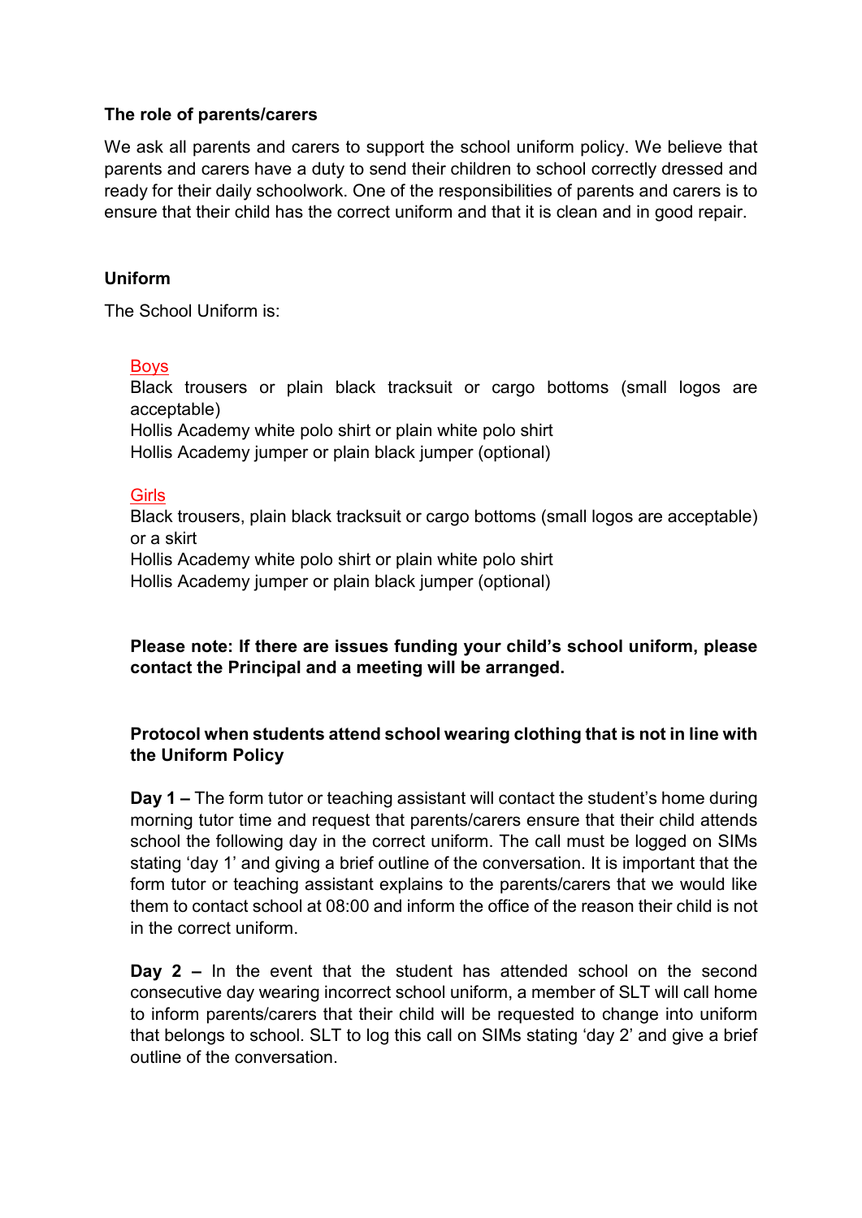**The role of parents/carers**

We ask all parents and carers to support the school uniform policy. We believe that parents and carers have a duty to send their children to school correctly dressed and ready for their daily schoolwork. One of the responsibilities of parents and carers is to ensure that their child has the correct uniform and that it is clean and in good repair.

**Uniform**

The School Uniform is:

Boys

Black trousers or plain black tracksuit or cargo bottoms (small logos are acceptable)
Hollis Academy white polo shirt or plain white polo shirt
Hollis Academy jumper or plain black jumper (optional)

Girls

Black trousers, plain black tracksuit or cargo bottoms (small logos are acceptable) or a skirt
Hollis Academy white polo shirt or plain white polo shirt
Hollis Academy jumper or plain black jumper (optional)

**Please note: If there are issues funding your child's school uniform, please contact the Principal and a meeting will be arranged.**

**Protocol when students attend school wearing clothing that is not in line with the Uniform Policy**

**Day 1 –** The form tutor or teaching assistant will contact the student's home during morning tutor time and request that parents/carers ensure that their child attends school the following day in the correct uniform. The call must be logged on SIMs stating 'day 1' and giving a brief outline of the conversation. It is important that the form tutor or teaching assistant explains to the parents/carers that we would like them to contact school at 08:00 and inform the office of the reason their child is not in the correct uniform.

**Day 2 –** In the event that the student has attended school on the second consecutive day wearing incorrect school uniform, a member of SLT will call home to inform parents/carers that their child will be requested to change into uniform that belongs to school. SLT to log this call on SIMs stating 'day 2' and give a brief outline of the conversation.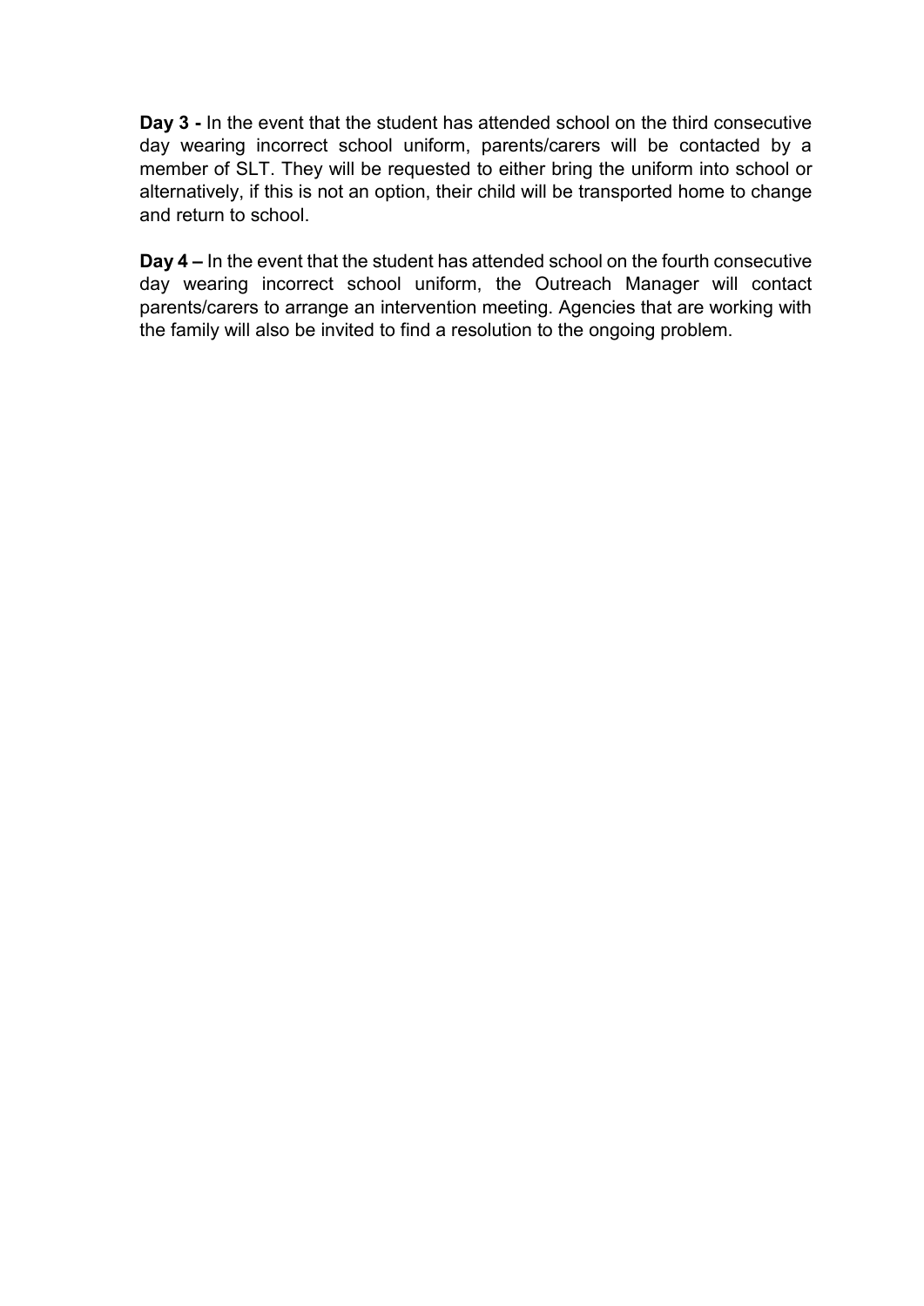**Day 3 -** In the event that the student has attended school on the third consecutive day wearing incorrect school uniform, parents/carers will be contacted by a member of SLT. They will be requested to either bring the uniform into school or alternatively, if this is not an option, their child will be transported home to change and return to school.

**Day 4 –** In the event that the student has attended school on the fourth consecutive day wearing incorrect school uniform, the Outreach Manager will contact parents/carers to arrange an intervention meeting. Agencies that are working with the family will also be invited to find a resolution to the ongoing problem.